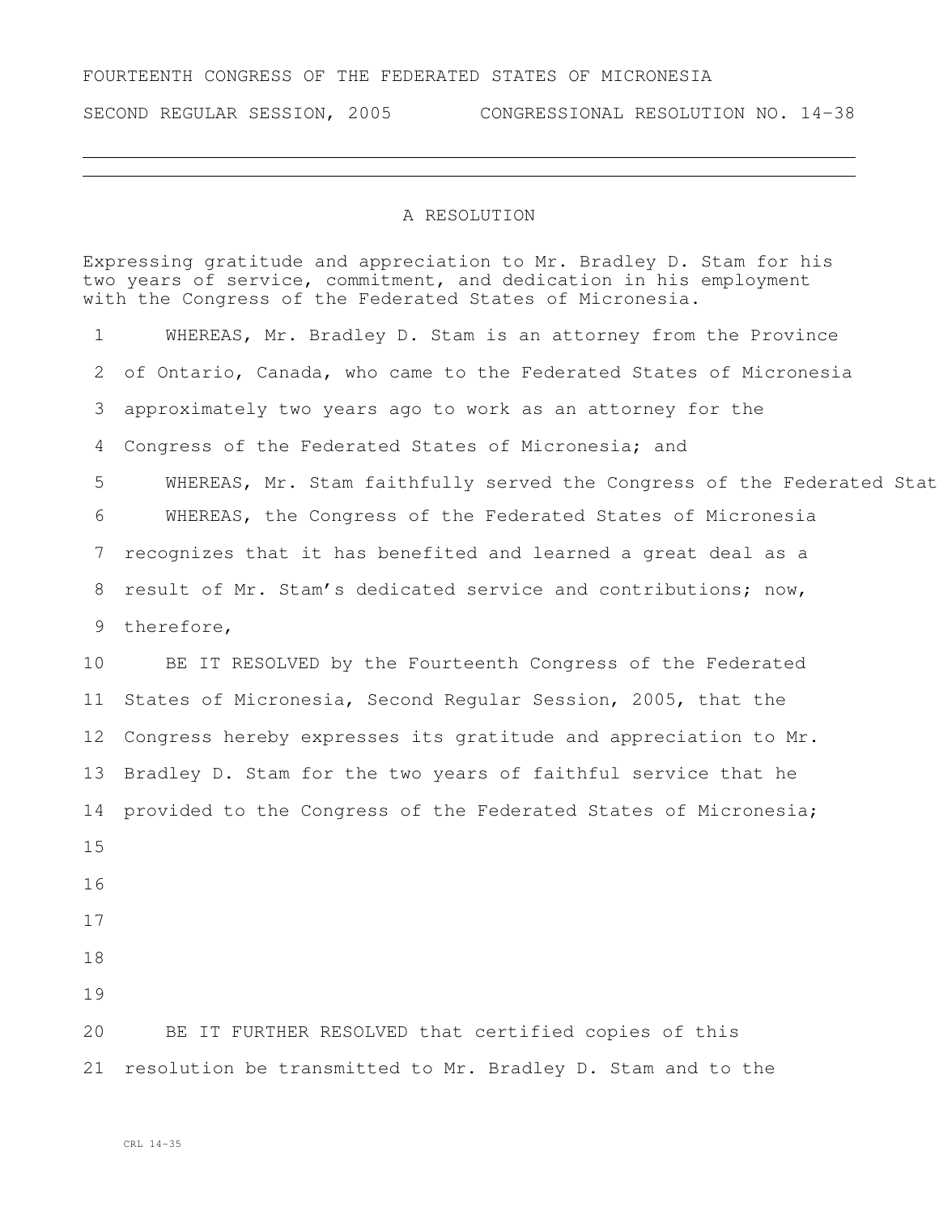FOURTEENTH CONGRESS OF THE FEDERATED STATES OF MICRONESIA

SECOND REGULAR SESSION, 2005 CONGRESSIONAL RESOLUTION NO. 14-38

---

A RESOLUTION

Expressing gratitude and appreciation to Mr. Bradley D. Stam for his two years of service, commitment, and dedication in his employment with the Congress of the Federated States of Micronesia.

1 WHEREAS, Mr. Bradley D. Stam is an attorney from the Province
2 of Ontario, Canada, who came to the Federated States of Micronesia
3 approximately two years ago to work as an attorney for the
4 Congress of the Federated States of Micronesia; and
5 WHEREAS, Mr. Stam faithfully served the Congress of the Federated Stat
6 WHEREAS, the Congress of the Federated States of Micronesia
7 recognizes that it has benefited and learned a great deal as a
8 result of Mr. Stam's dedicated service and contributions; now,
9 therefore,
10 BE IT RESOLVED by the Fourteenth Congress of the Federated
11 States of Micronesia, Second Regular Session, 2005, that the
12 Congress hereby expresses its gratitude and appreciation to Mr.
13 Bradley D. Stam for the two years of faithful service that he
14 provided to the Congress of the Federated States of Micronesia;
15
16
17
18
19
20 BE IT FURTHER RESOLVED that certified copies of this
21 resolution be transmitted to Mr. Bradley D. Stam and to the

CRL 14-35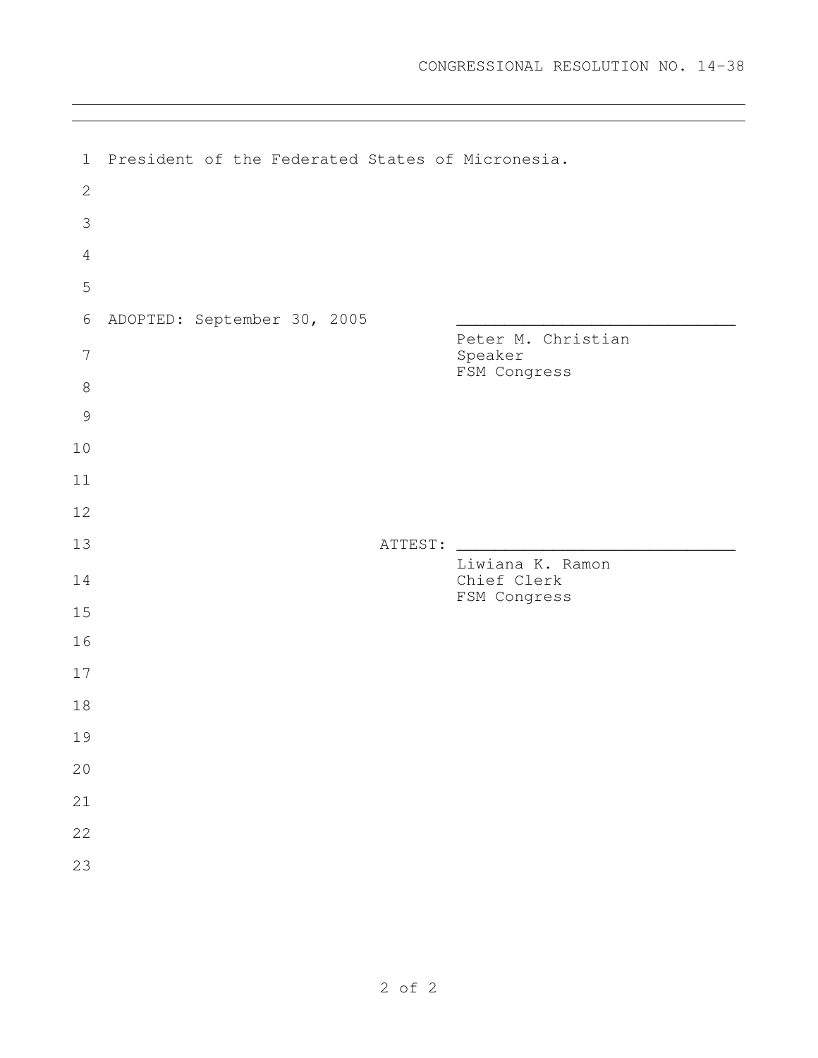President of the Federated States of Micronesia.

ADOPTED: September 30, 2005

\_\_\_\_\_\_\_\_\_\_\_\_\_\_\_\_\_\_\_\_\_\_\_\_\_\_\_\_\_\_
Peter M. Christian
Speaker
FSM Congress

ATTEST: \_\_\_\_\_\_\_\_\_\_\_\_\_\_\_\_\_\_\_\_\_\_\_\_\_\_\_\_\_\_
Liwiana K. Ramon
Chief Clerk
FSM Congress